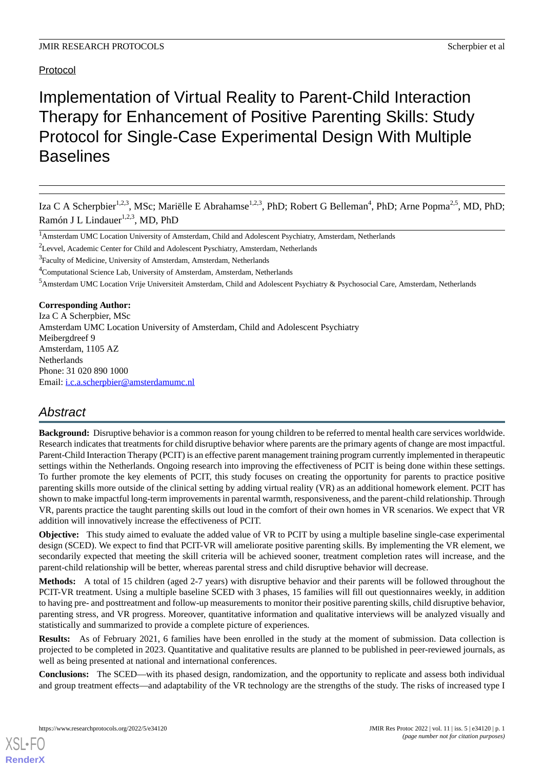Protocol

# Implementation of Virtual Reality to Parent-Child Interaction Therapy for Enhancement of Positive Parenting Skills: Study Protocol for Single-Case Experimental Design With Multiple Baselines

Iza C A Scherpbier[1,2,3], MSc; Mariëlle E Abrahamse[1,2,3], PhD; Robert G Belleman[4], PhD; Arne Popma[2,5], MD, PhD; Ramón J L Lindauer[1,2,3], MD, PhD

[1]Amsterdam UMC Location University of Amsterdam, Child and Adolescent Psychiatry, Amsterdam, Netherlands

[2]Levvel, Academic Center for Child and Adolescent Pyschiatry, Amsterdam, Netherlands

[3]Faculty of Medicine, University of Amsterdam, Amsterdam, Netherlands

[4]Computational Science Lab, University of Amsterdam, Amsterdam, Netherlands

[5]Amsterdam UMC Location Vrije Universiteit Amsterdam, Child and Adolescent Psychiatry & Psychosocial Care, Amsterdam, Netherlands

**Corresponding Author:**
Iza C A Scherpbier, MSc
Amsterdam UMC Location University of Amsterdam, Child and Adolescent Psychiatry
Meibergdreef 9
Amsterdam, 1105 AZ
Netherlands
Phone: 31 020 890 1000
Email: i.c.a.scherpbier@amsterdamumc.nl

## Abstract

**Background:** Disruptive behavior is a common reason for young children to be referred to mental health care services worldwide. Research indicates that treatments for child disruptive behavior where parents are the primary agents of change are most impactful. Parent-Child Interaction Therapy (PCIT) is an effective parent management training program currently implemented in therapeutic settings within the Netherlands. Ongoing research into improving the effectiveness of PCIT is being done within these settings. To further promote the key elements of PCIT, this study focuses on creating the opportunity for parents to practice positive parenting skills more outside of the clinical setting by adding virtual reality (VR) as an additional homework element. PCIT has shown to make impactful long-term improvements in parental warmth, responsiveness, and the parent-child relationship. Through VR, parents practice the taught parenting skills out loud in the comfort of their own homes in VR scenarios. We expect that VR addition will innovatively increase the effectiveness of PCIT.

**Objective:** This study aimed to evaluate the added value of VR to PCIT by using a multiple baseline single-case experimental design (SCED). We expect to find that PCIT-VR will ameliorate positive parenting skills. By implementing the VR element, we secondarily expected that meeting the skill criteria will be achieved sooner, treatment completion rates will increase, and the parent-child relationship will be better, whereas parental stress and child disruptive behavior will decrease.

**Methods:** A total of 15 children (aged 2-7 years) with disruptive behavior and their parents will be followed throughout the PCIT-VR treatment. Using a multiple baseline SCED with 3 phases, 15 families will fill out questionnaires weekly, in addition to having pre- and posttreatment and follow-up measurements to monitor their positive parenting skills, child disruptive behavior, parenting stress, and VR progress. Moreover, quantitative information and qualitative interviews will be analyzed visually and statistically and summarized to provide a complete picture of experiences.

**Results:** As of February 2021, 6 families have been enrolled in the study at the moment of submission. Data collection is projected to be completed in 2023. Quantitative and qualitative results are planned to be published in peer-reviewed journals, as well as being presented at national and international conferences.

**Conclusions:** The SCED—with its phased design, randomization, and the opportunity to replicate and assess both individual and group treatment effects—and adaptability of the VR technology are the strengths of the study. The risks of increased type I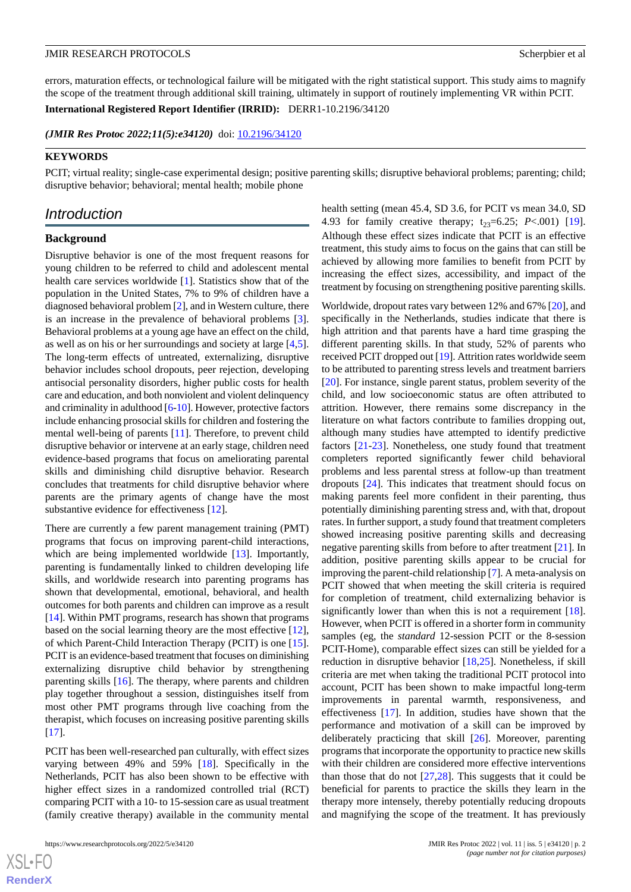errors, maturation effects, or technological failure will be mitigated with the right statistical support. This study aims to magnify the scope of the treatment through additional skill training, ultimately in support of routinely implementing VR within PCIT.

**International Registered Report Identifier (IRRID):** DERR1-10.2196/34120

***(JMIR Res Protoc 2022;11(5):e34120)*** doi: 10.2196/34120

**KEYWORDS**

PCIT; virtual reality; single-case experimental design; positive parenting skills; disruptive behavioral problems; parenting; child; disruptive behavior; behavioral; mental health; mobile phone

## Introduction

### Background

Disruptive behavior is one of the most frequent reasons for young children to be referred to child and adolescent mental health care services worldwide [1]. Statistics show that of the population in the United States, 7% to 9% of children have a diagnosed behavioral problem [2], and in Western culture, there is an increase in the prevalence of behavioral problems [3]. Behavioral problems at a young age have an effect on the child, as well as on his or her surroundings and society at large [4,5]. The long-term effects of untreated, externalizing, disruptive behavior includes school dropouts, peer rejection, developing antisocial personality disorders, higher public costs for health care and education, and both nonviolent and violent delinquency and criminality in adulthood [6-10]. However, protective factors include enhancing prosocial skills for children and fostering the mental well-being of parents [11]. Therefore, to prevent child disruptive behavior or intervene at an early stage, children need evidence-based programs that focus on ameliorating parental skills and diminishing child disruptive behavior. Research concludes that treatments for child disruptive behavior where parents are the primary agents of change have the most substantive evidence for effectiveness [12].

There are currently a few parent management training (PMT) programs that focus on improving parent-child interactions, which are being implemented worldwide [13]. Importantly, parenting is fundamentally linked to children developing life skills, and worldwide research into parenting programs has shown that developmental, emotional, behavioral, and health outcomes for both parents and children can improve as a result [14]. Within PMT programs, research has shown that programs based on the social learning theory are the most effective [12], of which Parent-Child Interaction Therapy (PCIT) is one [15]. PCIT is an evidence-based treatment that focuses on diminishing externalizing disruptive child behavior by strengthening parenting skills [16]. The therapy, where parents and children play together throughout a session, distinguishes itself from most other PMT programs through live coaching from the therapist, which focuses on increasing positive parenting skills [17].

PCIT has been well-researched pan culturally, with effect sizes varying between 49% and 59% [18]. Specifically in the Netherlands, PCIT has also been shown to be effective with higher effect sizes in a randomized controlled trial (RCT) comparing PCIT with a 10- to 15-session care as usual treatment (family creative therapy) available in the community mental health setting (mean 45.4, SD 3.6, for PCIT vs mean 34.0, SD 4.93 for family creative therapy; $t_{23}$=6.25; $P$<.001) [19]. Although these effect sizes indicate that PCIT is an effective treatment, this study aims to focus on the gains that can still be achieved by allowing more families to benefit from PCIT by increasing the effect sizes, accessibility, and impact of the treatment by focusing on strengthening positive parenting skills.

Worldwide, dropout rates vary between 12% and 67% [20], and specifically in the Netherlands, studies indicate that there is high attrition and that parents have a hard time grasping the different parenting skills. In that study, 52% of parents who received PCIT dropped out [19]. Attrition rates worldwide seem to be attributed to parenting stress levels and treatment barriers [20]. For instance, single parent status, problem severity of the child, and low socioeconomic status are often attributed to attrition. However, there remains some discrepancy in the literature on what factors contribute to families dropping out, although many studies have attempted to identify predictive factors [21-23]. Nonetheless, one study found that treatment completers reported significantly fewer child behavioral problems and less parental stress at follow-up than treatment dropouts [24]. This indicates that treatment should focus on making parents feel more confident in their parenting, thus potentially diminishing parenting stress and, with that, dropout rates. In further support, a study found that treatment completers showed increasing positive parenting skills and decreasing negative parenting skills from before to after treatment [21]. In addition, positive parenting skills appear to be crucial for improving the parent-child relationship [7]. A meta-analysis on PCIT showed that when meeting the skill criteria is required for completion of treatment, child externalizing behavior is significantly lower than when this is not a requirement [18]. However, when PCIT is offered in a shorter form in community samples (eg, the *standard* 12-session PCIT or the 8-session PCIT-Home), comparable effect sizes can still be yielded for a reduction in disruptive behavior [18,25]. Nonetheless, if skill criteria are met when taking the traditional PCIT protocol into account, PCIT has been shown to make impactful long-term improvements in parental warmth, responsiveness, and effectiveness [17]. In addition, studies have shown that the performance and motivation of a skill can be improved by deliberately practicing that skill [26]. Moreover, parenting programs that incorporate the opportunity to practice new skills with their children are considered more effective interventions than those that do not [27,28]. This suggests that it could be beneficial for parents to practice the skills they learn in the therapy more intensely, thereby potentially reducing dropouts and magnifying the scope of the treatment. It has previously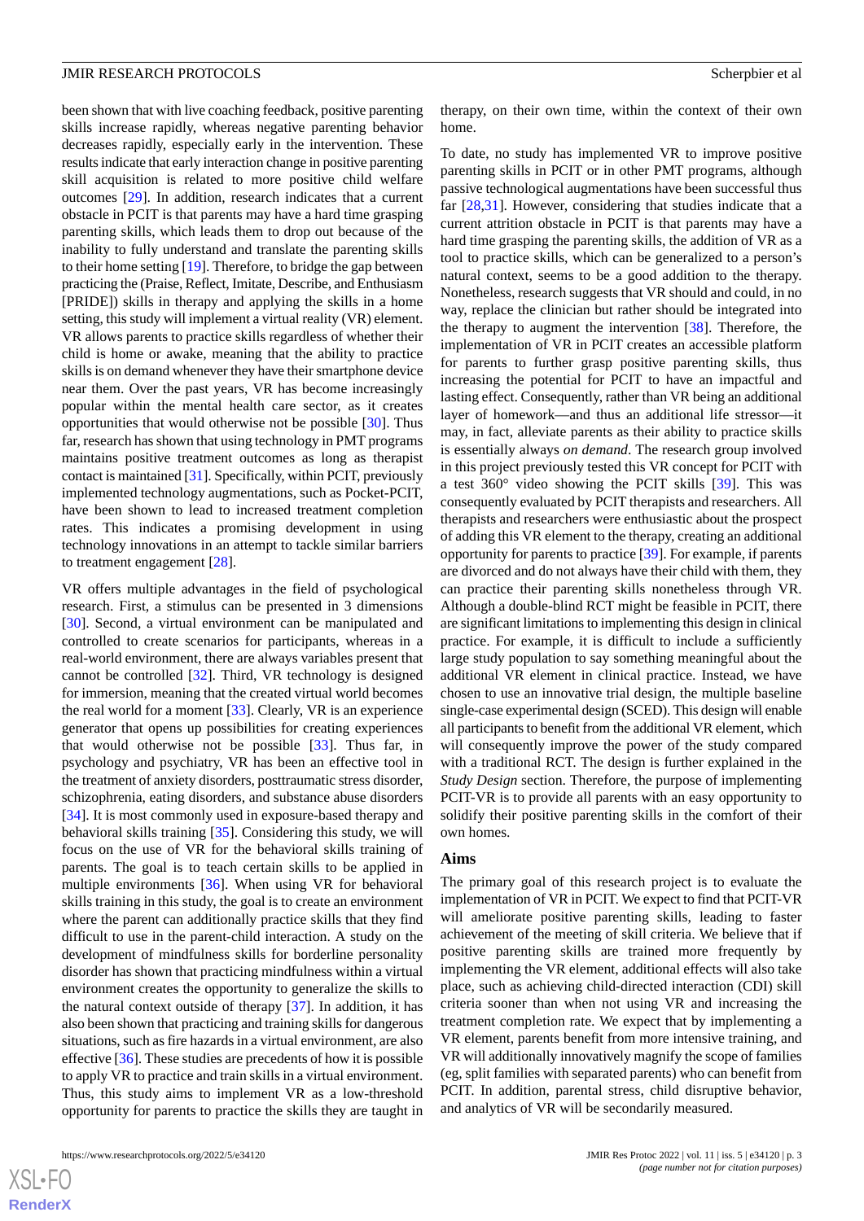been shown that with live coaching feedback, positive parenting skills increase rapidly, whereas negative parenting behavior decreases rapidly, especially early in the intervention. These results indicate that early interaction change in positive parenting skill acquisition is related to more positive child welfare outcomes [29]. In addition, research indicates that a current obstacle in PCIT is that parents may have a hard time grasping parenting skills, which leads them to drop out because of the inability to fully understand and translate the parenting skills to their home setting [19]. Therefore, to bridge the gap between practicing the (Praise, Reflect, Imitate, Describe, and Enthusiasm [PRIDE]) skills in therapy and applying the skills in a home setting, this study will implement a virtual reality (VR) element. VR allows parents to practice skills regardless of whether their child is home or awake, meaning that the ability to practice skills is on demand whenever they have their smartphone device near them. Over the past years, VR has become increasingly popular within the mental health care sector, as it creates opportunities that would otherwise not be possible [30]. Thus far, research has shown that using technology in PMT programs maintains positive treatment outcomes as long as therapist contact is maintained [31]. Specifically, within PCIT, previously implemented technology augmentations, such as Pocket-PCIT, have been shown to lead to increased treatment completion rates. This indicates a promising development in using technology innovations in an attempt to tackle similar barriers to treatment engagement [28].

VR offers multiple advantages in the field of psychological research. First, a stimulus can be presented in 3 dimensions [30]. Second, a virtual environment can be manipulated and controlled to create scenarios for participants, whereas in a real-world environment, there are always variables present that cannot be controlled [32]. Third, VR technology is designed for immersion, meaning that the created virtual world becomes the real world for a moment [33]. Clearly, VR is an experience generator that opens up possibilities for creating experiences that would otherwise not be possible [33]. Thus far, in psychology and psychiatry, VR has been an effective tool in the treatment of anxiety disorders, posttraumatic stress disorder, schizophrenia, eating disorders, and substance abuse disorders [34]. It is most commonly used in exposure-based therapy and behavioral skills training [35]. Considering this study, we will focus on the use of VR for the behavioral skills training of parents. The goal is to teach certain skills to be applied in multiple environments [36]. When using VR for behavioral skills training in this study, the goal is to create an environment where the parent can additionally practice skills that they find difficult to use in the parent-child interaction. A study on the development of mindfulness skills for borderline personality disorder has shown that practicing mindfulness within a virtual environment creates the opportunity to generalize the skills to the natural context outside of therapy [37]. In addition, it has also been shown that practicing and training skills for dangerous situations, such as fire hazards in a virtual environment, are also effective [36]. These studies are precedents of how it is possible to apply VR to practice and train skills in a virtual environment. Thus, this study aims to implement VR as a low-threshold opportunity for parents to practice the skills they are taught in therapy, on their own time, within the context of their own home.

To date, no study has implemented VR to improve positive parenting skills in PCIT or in other PMT programs, although passive technological augmentations have been successful thus far [28,31]. However, considering that studies indicate that a current attrition obstacle in PCIT is that parents may have a hard time grasping the parenting skills, the addition of VR as a tool to practice skills, which can be generalized to a person's natural context, seems to be a good addition to the therapy. Nonetheless, research suggests that VR should and could, in no way, replace the clinician but rather should be integrated into the therapy to augment the intervention [38]. Therefore, the implementation of VR in PCIT creates an accessible platform for parents to further grasp positive parenting skills, thus increasing the potential for PCIT to have an impactful and lasting effect. Consequently, rather than VR being an additional layer of homework—and thus an additional life stressor—it may, in fact, alleviate parents as their ability to practice skills is essentially always *on demand*. The research group involved in this project previously tested this VR concept for PCIT with a test 360° video showing the PCIT skills [39]. This was consequently evaluated by PCIT therapists and researchers. All therapists and researchers were enthusiastic about the prospect of adding this VR element to the therapy, creating an additional opportunity for parents to practice [39]. For example, if parents are divorced and do not always have their child with them, they can practice their parenting skills nonetheless through VR. Although a double-blind RCT might be feasible in PCIT, there are significant limitations to implementing this design in clinical practice. For example, it is difficult to include a sufficiently large study population to say something meaningful about the additional VR element in clinical practice. Instead, we have chosen to use an innovative trial design, the multiple baseline single-case experimental design (SCED). This design will enable all participants to benefit from the additional VR element, which will consequently improve the power of the study compared with a traditional RCT. The design is further explained in the *Study Design* section. Therefore, the purpose of implementing PCIT-VR is to provide all parents with an easy opportunity to solidify their positive parenting skills in the comfort of their own homes.

## Aims

The primary goal of this research project is to evaluate the implementation of VR in PCIT. We expect to find that PCIT-VR will ameliorate positive parenting skills, leading to faster achievement of the meeting of skill criteria. We believe that if positive parenting skills are trained more frequently by implementing the VR element, additional effects will also take place, such as achieving child-directed interaction (CDI) skill criteria sooner than when not using VR and increasing the treatment completion rate. We expect that by implementing a VR element, parents benefit from more intensive training, and VR will additionally innovatively magnify the scope of families (eg, split families with separated parents) who can benefit from PCIT. In addition, parental stress, child disruptive behavior, and analytics of VR will be secondarily measured.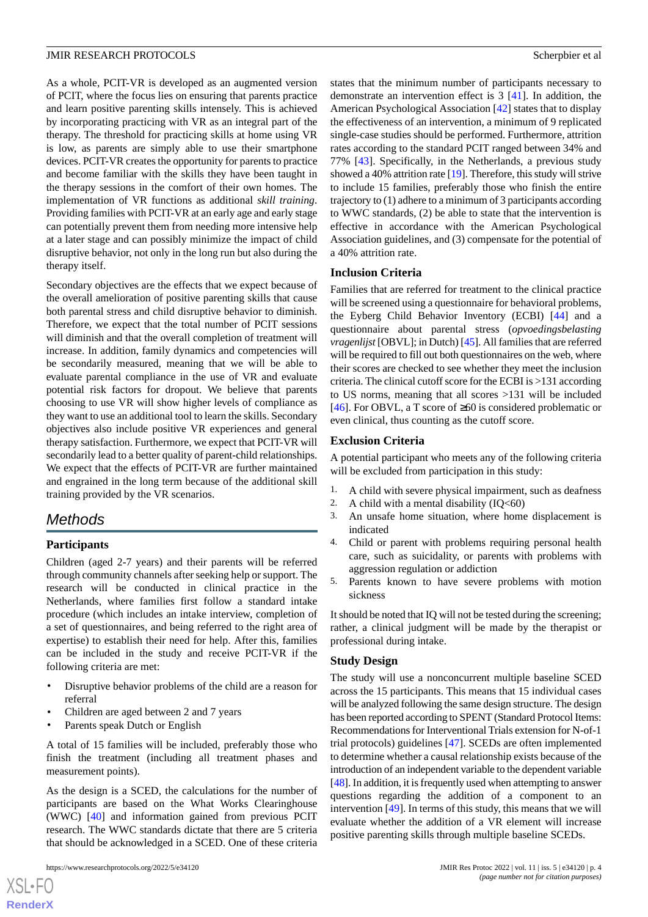As a whole, PCIT-VR is developed as an augmented version of PCIT, where the focus lies on ensuring that parents practice and learn positive parenting skills intensely. This is achieved by incorporating practicing with VR as an integral part of the therapy. The threshold for practicing skills at home using VR is low, as parents are simply able to use their smartphone devices. PCIT-VR creates the opportunity for parents to practice and become familiar with the skills they have been taught in the therapy sessions in the comfort of their own homes. The implementation of VR functions as additional *skill training*. Providing families with PCIT-VR at an early age and early stage can potentially prevent them from needing more intensive help at a later stage and can possibly minimize the impact of child disruptive behavior, not only in the long run but also during the therapy itself.

Secondary objectives are the effects that we expect because of the overall amelioration of positive parenting skills that cause both parental stress and child disruptive behavior to diminish. Therefore, we expect that the total number of PCIT sessions will diminish and that the overall completion of treatment will increase. In addition, family dynamics and competencies will be secondarily measured, meaning that we will be able to evaluate parental compliance in the use of VR and evaluate potential risk factors for dropout. We believe that parents choosing to use VR will show higher levels of compliance as they want to use an additional tool to learn the skills. Secondary objectives also include positive VR experiences and general therapy satisfaction. Furthermore, we expect that PCIT-VR will secondarily lead to a better quality of parent-child relationships. We expect that the effects of PCIT-VR are further maintained and engrained in the long term because of the additional skill training provided by the VR scenarios.

## Methods

### Participants

Children (aged 2-7 years) and their parents will be referred through community channels after seeking help or support. The research will be conducted in clinical practice in the Netherlands, where families first follow a standard intake procedure (which includes an intake interview, completion of a set of questionnaires, and being referred to the right area of expertise) to establish their need for help. After this, families can be included in the study and receive PCIT-VR if the following criteria are met:

- Disruptive behavior problems of the child are a reason for referral
- Children are aged between 2 and 7 years
- Parents speak Dutch or English

A total of 15 families will be included, preferably those who finish the treatment (including all treatment phases and measurement points).

As the design is a SCED, the calculations for the number of participants are based on the What Works Clearinghouse (WWC) [40] and information gained from previous PCIT research. The WWC standards dictate that there are 5 criteria that should be acknowledged in a SCED. One of these criteria states that the minimum number of participants necessary to demonstrate an intervention effect is 3 [41]. In addition, the American Psychological Association [42] states that to display the effectiveness of an intervention, a minimum of 9 replicated single-case studies should be performed. Furthermore, attrition rates according to the standard PCIT ranged between 34% and 77% [43]. Specifically, in the Netherlands, a previous study showed a 40% attrition rate [19]. Therefore, this study will strive to include 15 families, preferably those who finish the entire trajectory to (1) adhere to a minimum of 3 participants according to WWC standards, (2) be able to state that the intervention is effective in accordance with the American Psychological Association guidelines, and (3) compensate for the potential of a 40% attrition rate.

### Inclusion Criteria

Families that are referred for treatment to the clinical practice will be screened using a questionnaire for behavioral problems, the Eyberg Child Behavior Inventory (ECBI) [44] and a questionnaire about parental stress (*opvoedingsbelasting vragenlijst* [OBVL]; in Dutch) [45]. All families that are referred will be required to fill out both questionnaires on the web, where their scores are checked to see whether they meet the inclusion criteria. The clinical cutoff score for the ECBI is >131 according to US norms, meaning that all scores >131 will be included [46]. For OBVL, a T score of ≥60 is considered problematic or even clinical, thus counting as the cutoff score.

### Exclusion Criteria

A potential participant who meets any of the following criteria will be excluded from participation in this study:

1. A child with severe physical impairment, such as deafness
2. A child with a mental disability (IQ<60)
3. An unsafe home situation, where home displacement is indicated
4. Child or parent with problems requiring personal health care, such as suicidality, or parents with problems with aggression regulation or addiction
5. Parents known to have severe problems with motion sickness

It should be noted that IQ will not be tested during the screening; rather, a clinical judgment will be made by the therapist or professional during intake.

### Study Design

The study will use a nonconcurrent multiple baseline SCED across the 15 participants. This means that 15 individual cases will be analyzed following the same design structure. The design has been reported according to SPENT (Standard Protocol Items: Recommendations for Interventional Trials extension for N-of-1 trial protocols) guidelines [47]. SCEDs are often implemented to determine whether a causal relationship exists because of the introduction of an independent variable to the dependent variable [48]. In addition, it is frequently used when attempting to answer questions regarding the addition of a component to an intervention [49]. In terms of this study, this means that we will evaluate whether the addition of a VR element will increase positive parenting skills through multiple baseline SCEDs.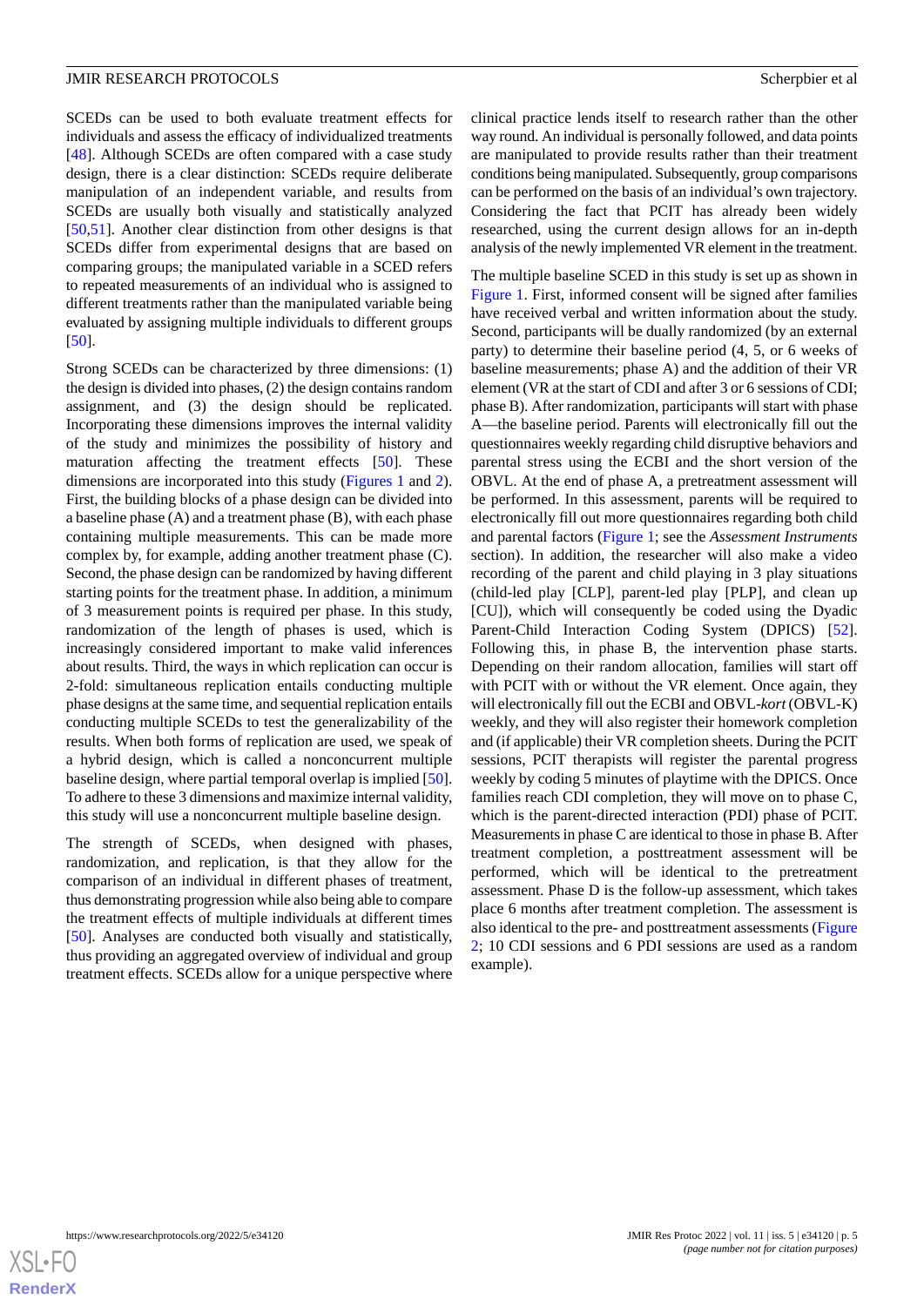SCEDs can be used to both evaluate treatment effects for individuals and assess the efficacy of individualized treatments [48]. Although SCEDs are often compared with a case study design, there is a clear distinction: SCEDs require deliberate manipulation of an independent variable, and results from SCEDs are usually both visually and statistically analyzed [50,51]. Another clear distinction from other designs is that SCEDs differ from experimental designs that are based on comparing groups; the manipulated variable in a SCED refers to repeated measurements of an individual who is assigned to different treatments rather than the manipulated variable being evaluated by assigning multiple individuals to different groups [50].

Strong SCEDs can be characterized by three dimensions: (1) the design is divided into phases, (2) the design contains random assignment, and (3) the design should be replicated. Incorporating these dimensions improves the internal validity of the study and minimizes the possibility of history and maturation affecting the treatment effects [50]. These dimensions are incorporated into this study (Figures 1 and 2). First, the building blocks of a phase design can be divided into a baseline phase (A) and a treatment phase (B), with each phase containing multiple measurements. This can be made more complex by, for example, adding another treatment phase (C). Second, the phase design can be randomized by having different starting points for the treatment phase. In addition, a minimum of 3 measurement points is required per phase. In this study, randomization of the length of phases is used, which is increasingly considered important to make valid inferences about results. Third, the ways in which replication can occur is 2-fold: simultaneous replication entails conducting multiple phase designs at the same time, and sequential replication entails conducting multiple SCEDs to test the generalizability of the results. When both forms of replication are used, we speak of a hybrid design, which is called a nonconcurrent multiple baseline design, where partial temporal overlap is implied [50]. To adhere to these 3 dimensions and maximize internal validity, this study will use a nonconcurrent multiple baseline design.

The strength of SCEDs, when designed with phases, randomization, and replication, is that they allow for the comparison of an individual in different phases of treatment, thus demonstrating progression while also being able to compare the treatment effects of multiple individuals at different times [50]. Analyses are conducted both visually and statistically, thus providing an aggregated overview of individual and group treatment effects. SCEDs allow for a unique perspective where clinical practice lends itself to research rather than the other way round. An individual is personally followed, and data points are manipulated to provide results rather than their treatment conditions being manipulated. Subsequently, group comparisons can be performed on the basis of an individual's own trajectory. Considering the fact that PCIT has already been widely researched, using the current design allows for an in-depth analysis of the newly implemented VR element in the treatment.

The multiple baseline SCED in this study is set up as shown in Figure 1. First, informed consent will be signed after families have received verbal and written information about the study. Second, participants will be dually randomized (by an external party) to determine their baseline period (4, 5, or 6 weeks of baseline measurements; phase A) and the addition of their VR element (VR at the start of CDI and after 3 or 6 sessions of CDI; phase B). After randomization, participants will start with phase A—the baseline period. Parents will electronically fill out the questionnaires weekly regarding child disruptive behaviors and parental stress using the ECBI and the short version of the OBVL. At the end of phase A, a pretreatment assessment will be performed. In this assessment, parents will be required to electronically fill out more questionnaires regarding both child and parental factors (Figure 1; see the *Assessment Instruments* section). In addition, the researcher will also make a video recording of the parent and child playing in 3 play situations (child-led play [CLP], parent-led play [PLP], and clean up [CU]), which will consequently be coded using the Dyadic Parent-Child Interaction Coding System (DPICS) [52]. Following this, in phase B, the intervention phase starts. Depending on their random allocation, families will start off with PCIT with or without the VR element. Once again, they will electronically fill out the ECBI and OBVL-*kort* (OBVL-K) weekly, and they will also register their homework completion and (if applicable) their VR completion sheets. During the PCIT sessions, PCIT therapists will register the parental progress weekly by coding 5 minutes of playtime with the DPICS. Once families reach CDI completion, they will move on to phase C, which is the parent-directed interaction (PDI) phase of PCIT. Measurements in phase C are identical to those in phase B. After treatment completion, a posttreatment assessment will be performed, which will be identical to the pretreatment assessment. Phase D is the follow-up assessment, which takes place 6 months after treatment completion. The assessment is also identical to the pre- and posttreatment assessments (Figure 2; 10 CDI sessions and 6 PDI sessions are used as a random example).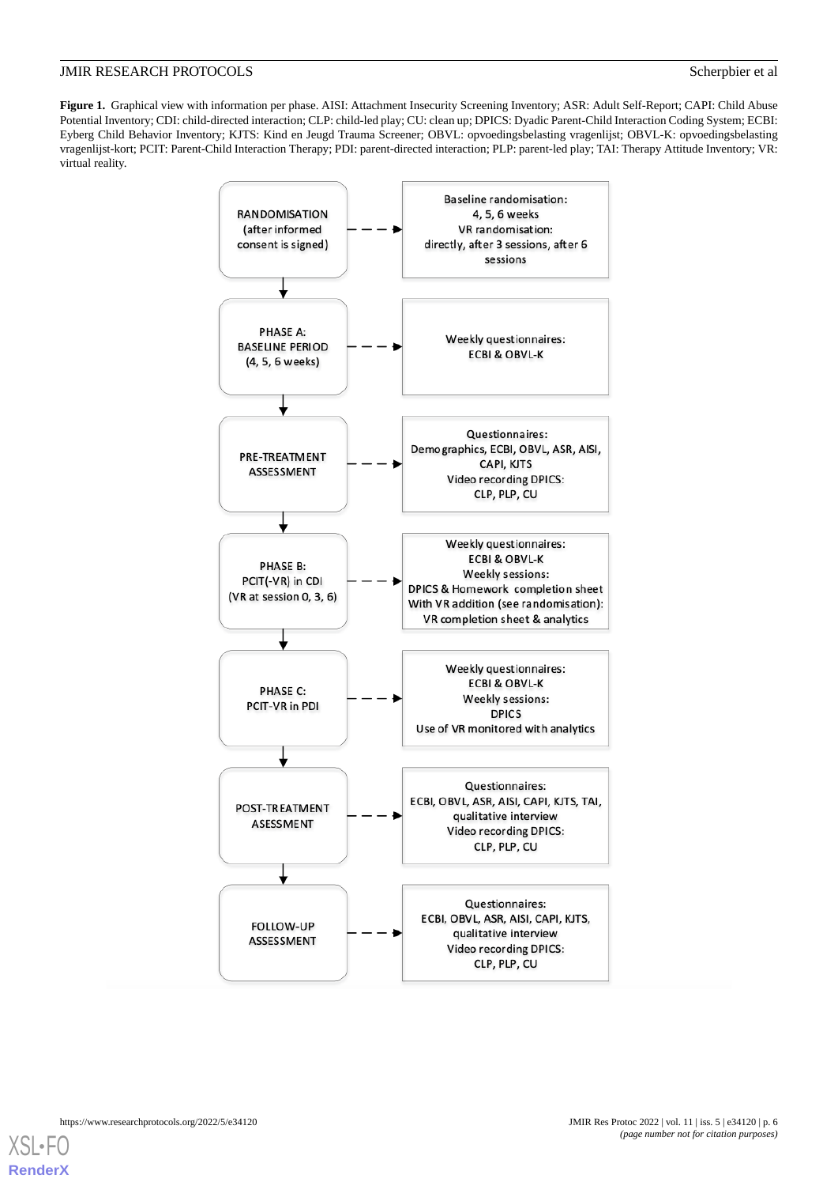**Figure 1.** Graphical view with information per phase. AISI: Attachment Insecurity Screening Inventory; ASR: Adult Self-Report; CAPI: Child Abuse Potential Inventory; CDI: child-directed interaction; CLP: child-led play; CU: clean up; DPICS: Dyadic Parent-Child Interaction Coding System; ECBI: Eyberg Child Behavior Inventory; KJTS: Kind en Jeugd Trauma Screener; OBVL: opvoedingsbelasting vragenlijst; OBVL-K: opvoedingsbelasting vragenlijst-kort; PCIT: Parent-Child Interaction Therapy; PDI: parent-directed interaction; PLP: parent-led play; TAI: Therapy Attitude Inventory; VR: virtual reality.

| Phase | Information |
|---|---|
| RANDOMISATION (after informed consent is signed) | Baseline randomisation: 4, 5, 6 weeks<br>VR randomisation: directly, after 3 sessions, after 6 sessions |
| PHASE A: BASELINE PERIOD (4, 5, 6 weeks) | Weekly questionnaires: ECBI & OBVL-K |
| PRE-TREATMENT ASSESSMENT | Questionnaires: Demographics, ECBI, OBVL, ASR, AISI, CAPI, KJTS<br>Video recording DPICS: CLP, PLP, CU |
| PHASE B: PCIT(-VR) in CDI (VR at session 0, 3, 6) | Weekly questionnaires: ECBI & OBVL-K<br>Weekly sessions: DPICS & Homework completion sheet<br>With VR addition (see randomisation): VR completion sheet & analytics |
| PHASE C: PCIT-VR in PDI | Weekly questionnaires: ECBI & OBVL-K<br>Weekly sessions: DPICS<br>Use of VR monitored with analytics |
| POST-TREATMENT ASESSMENT | Questionnaires: ECBI, OBVL, ASR, AISI, CAPI, KJTS, TAI, qualitative interview<br>Video recording DPICS: CLP, PLP, CU |
| FOLLOW-UP ASSESSMENT | Questionnaires: ECBI, OBVL, ASR, AISI, CAPI, KJTS, qualitative interview<br>Video recording DPICS: CLP, PLP, CU |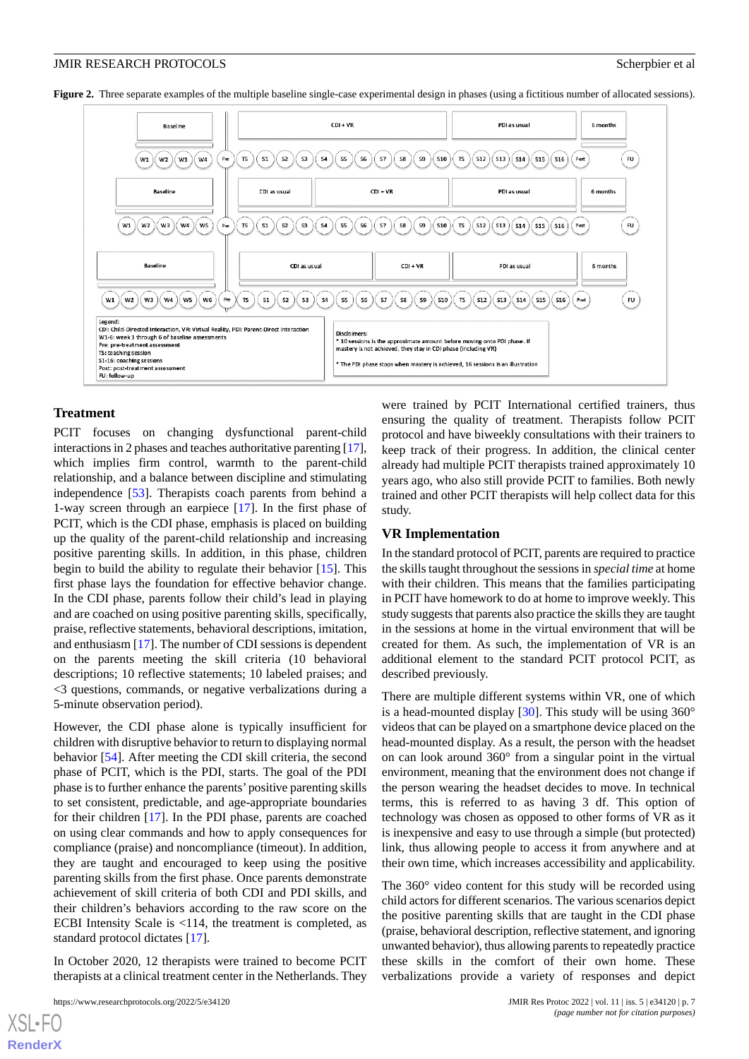**Figure 2.** Three separate examples of the multiple baseline single-case experimental design in phases (using a fictitious number of allocated sessions).

Legend:
CDI: Child-Directed Interaction, VR: Virtual Reality, PDI: Parent-Direct Interaction
W1-6: week 1 through 6 of baseline assessments
Pre: pre-treatment assessment
TS: teaching session
S1-16: coaching sessions
Post: post-treatment assessment
FU: follow-up

Disclaimers:
* 10 sessions is the approximate amount before moving onto PDI phase. If mastery is not achieved, they stay in CDI phase (including VR)
* The PDI phase stops when mastery is achieved, 16 sessions is an illustration

### Treatment

PCIT focuses on changing dysfunctional parent-child interactions in 2 phases and teaches authoritative parenting [17], which implies firm control, warmth to the parent-child relationship, and a balance between discipline and stimulating independence [53]. Therapists coach parents from behind a 1-way screen through an earpiece [17]. In the first phase of PCIT, which is the CDI phase, emphasis is placed on building up the quality of the parent-child relationship and increasing positive parenting skills. In addition, in this phase, children begin to build the ability to regulate their behavior [15]. This first phase lays the foundation for effective behavior change. In the CDI phase, parents follow their child's lead in playing and are coached on using positive parenting skills, specifically, praise, reflective statements, behavioral descriptions, imitation, and enthusiasm [17]. The number of CDI sessions is dependent on the parents meeting the skill criteria (10 behavioral descriptions; 10 reflective statements; 10 labeled praises; and <3 questions, commands, or negative verbalizations during a 5-minute observation period).

However, the CDI phase alone is typically insufficient for children with disruptive behavior to return to displaying normal behavior [54]. After meeting the CDI skill criteria, the second phase of PCIT, which is the PDI, starts. The goal of the PDI phase is to further enhance the parents' positive parenting skills to set consistent, predictable, and age-appropriate boundaries for their children [17]. In the PDI phase, parents are coached on using clear commands and how to apply consequences for compliance (praise) and noncompliance (timeout). In addition, they are taught and encouraged to keep using the positive parenting skills from the first phase. Once parents demonstrate achievement of skill criteria of both CDI and PDI skills, and their children's behaviors according to the raw score on the ECBI Intensity Scale is <114, the treatment is completed, as standard protocol dictates [17].

In October 2020, 12 therapists were trained to become PCIT therapists at a clinical treatment center in the Netherlands. They were trained by PCIT International certified trainers, thus ensuring the quality of treatment. Therapists follow PCIT protocol and have biweekly consultations with their trainers to keep track of their progress. In addition, the clinical center already had multiple PCIT therapists trained approximately 10 years ago, who also still provide PCIT to families. Both newly trained and other PCIT therapists will help collect data for this study.

### VR Implementation

In the standard protocol of PCIT, parents are required to practice the skills taught throughout the sessions in *special time* at home with their children. This means that the families participating in PCIT have homework to do at home to improve weekly. This study suggests that parents also practice the skills they are taught in the sessions at home in the virtual environment that will be created for them. As such, the implementation of VR is an additional element to the standard PCIT protocol PCIT, as described previously.

There are multiple different systems within VR, one of which is a head-mounted display [30]. This study will be using 360° videos that can be played on a smartphone device placed on the head-mounted display. As a result, the person with the headset on can look around 360° from a singular point in the virtual environment, meaning that the environment does not change if the person wearing the headset decides to move. In technical terms, this is referred to as having 3 df. This option of technology was chosen as opposed to other forms of VR as it is inexpensive and easy to use through a simple (but protected) link, thus allowing people to access it from anywhere and at their own time, which increases accessibility and applicability.

The 360° video content for this study will be recorded using child actors for different scenarios. The various scenarios depict the positive parenting skills that are taught in the CDI phase (praise, behavioral description, reflective statement, and ignoring unwanted behavior), thus allowing parents to repeatedly practice these skills in the comfort of their own home. These verbalizations provide a variety of responses and depict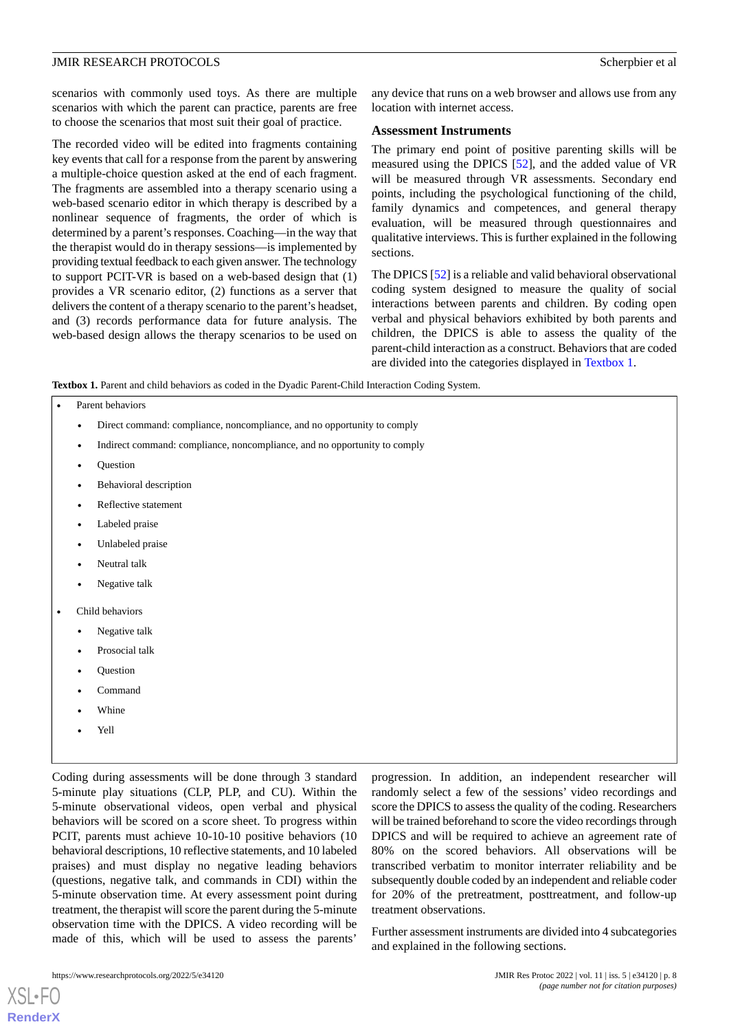scenarios with commonly used toys. As there are multiple scenarios with which the parent can practice, parents are free to choose the scenarios that most suit their goal of practice.

The recorded video will be edited into fragments containing key events that call for a response from the parent by answering a multiple-choice question asked at the end of each fragment. The fragments are assembled into a therapy scenario using a web-based scenario editor in which therapy is described by a nonlinear sequence of fragments, the order of which is determined by a parent's responses. Coaching—in the way that the therapist would do in therapy sessions—is implemented by providing textual feedback to each given answer. The technology to support PCIT-VR is based on a web-based design that (1) provides a VR scenario editor, (2) functions as a server that delivers the content of a therapy scenario to the parent's headset, and (3) records performance data for future analysis. The web-based design allows the therapy scenarios to be used on any device that runs on a web browser and allows use from any location with internet access.

### Assessment Instruments

The primary end point of positive parenting skills will be measured using the DPICS [52], and the added value of VR will be measured through VR assessments. Secondary end points, including the psychological functioning of the child, family dynamics and competences, and general therapy evaluation, will be measured through questionnaires and qualitative interviews. This is further explained in the following sections.

The DPICS [52] is a reliable and valid behavioral observational coding system designed to measure the quality of social interactions between parents and children. By coding open verbal and physical behaviors exhibited by both parents and children, the DPICS is able to assess the quality of the parent-child interaction as a construct. Behaviors that are coded are divided into the categories displayed in Textbox 1.

**Textbox 1.** Parent and child behaviors as coded in the Dyadic Parent-Child Interaction Coding System.

- Parent behaviors
  - Direct command: compliance, noncompliance, and no opportunity to comply
  - Indirect command: compliance, noncompliance, and no opportunity to comply
  - Question
  - Behavioral description
  - Reflective statement
  - Labeled praise
  - Unlabeled praise
  - Neutral talk
  - Negative talk
- Child behaviors
  - Negative talk
  - Prosocial talk
  - Question
  - Command
  - Whine
  - Yell

Coding during assessments will be done through 3 standard 5-minute play situations (CLP, PLP, and CU). Within the 5-minute observational videos, open verbal and physical behaviors will be scored on a score sheet. To progress within PCIT, parents must achieve 10-10-10 positive behaviors (10 behavioral descriptions, 10 reflective statements, and 10 labeled praises) and must display no negative leading behaviors (questions, negative talk, and commands in CDI) within the 5-minute observation time. At every assessment point during treatment, the therapist will score the parent during the 5-minute observation time with the DPICS. A video recording will be made of this, which will be used to assess the parents' progression. In addition, an independent researcher will randomly select a few of the sessions' video recordings and score the DPICS to assess the quality of the coding. Researchers will be trained beforehand to score the video recordings through DPICS and will be required to achieve an agreement rate of 80% on the scored behaviors. All observations will be transcribed verbatim to monitor interrater reliability and be subsequently double coded by an independent and reliable coder for 20% of the pretreatment, posttreatment, and follow-up treatment observations.

Further assessment instruments are divided into 4 subcategories and explained in the following sections.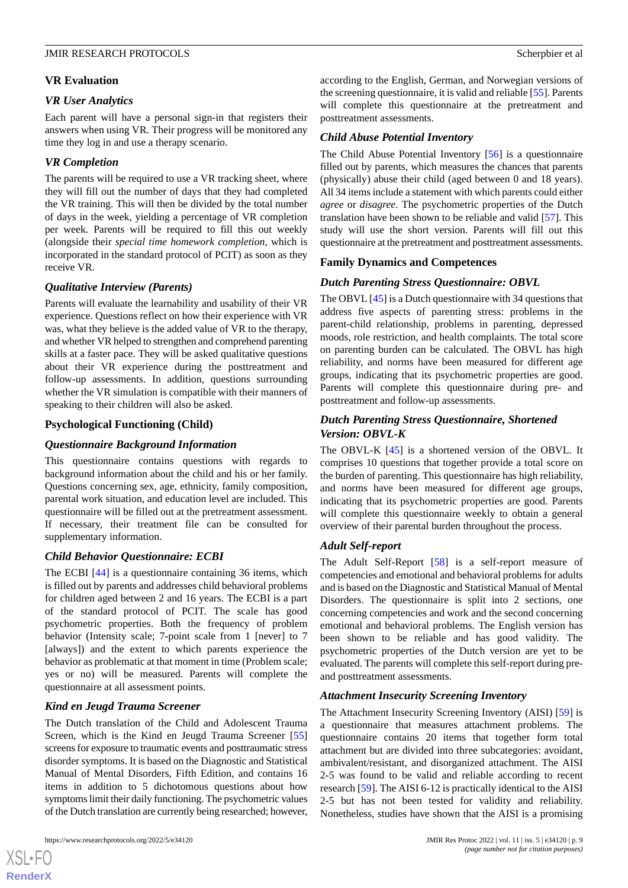### VR Evaluation

#### *VR User Analytics*

Each parent will have a personal sign-in that registers their answers when using VR. Their progress will be monitored any time they log in and use a therapy scenario.

#### *VR Completion*

The parents will be required to use a VR tracking sheet, where they will fill out the number of days that they had completed the VR training. This will then be divided by the total number of days in the week, yielding a percentage of VR completion per week. Parents will be required to fill this out weekly (alongside their *special time homework completion*, which is incorporated in the standard protocol of PCIT) as soon as they receive VR.

#### *Qualitative Interview (Parents)*

Parents will evaluate the learnability and usability of their VR experience. Questions reflect on how their experience with VR was, what they believe is the added value of VR to the therapy, and whether VR helped to strengthen and comprehend parenting skills at a faster pace. They will be asked qualitative questions about their VR experience during the posttreatment and follow-up assessments. In addition, questions surrounding whether the VR simulation is compatible with their manners of speaking to their children will also be asked.

### Psychological Functioning (Child)

#### *Questionnaire Background Information*

This questionnaire contains questions with regards to background information about the child and his or her family. Questions concerning sex, age, ethnicity, family composition, parental work situation, and education level are included. This questionnaire will be filled out at the pretreatment assessment. If necessary, their treatment file can be consulted for supplementary information.

#### *Child Behavior Questionnaire: ECBI*

The ECBI [44] is a questionnaire containing 36 items, which is filled out by parents and addresses child behavioral problems for children aged between 2 and 16 years. The ECBI is a part of the standard protocol of PCIT. The scale has good psychometric properties. Both the frequency of problem behavior (Intensity scale; 7-point scale from 1 [never] to 7 [always]) and the extent to which parents experience the behavior as problematic at that moment in time (Problem scale; yes or no) will be measured. Parents will complete the questionnaire at all assessment points.

#### *Kind en Jeugd Trauma Screener*

The Dutch translation of the Child and Adolescent Trauma Screen, which is the Kind en Jeugd Trauma Screener [55] screens for exposure to traumatic events and posttraumatic stress disorder symptoms. It is based on the Diagnostic and Statistical Manual of Mental Disorders, Fifth Edition, and contains 16 items in addition to 5 dichotomous questions about how symptoms limit their daily functioning. The psychometric values of the Dutch translation are currently being researched; however, according to the English, German, and Norwegian versions of the screening questionnaire, it is valid and reliable [55]. Parents will complete this questionnaire at the pretreatment and posttreatment assessments.

#### *Child Abuse Potential Inventory*

The Child Abuse Potential Inventory [56] is a questionnaire filled out by parents, which measures the chances that parents (physically) abuse their child (aged between 0 and 18 years). All 34 items include a statement with which parents could either *agree* or *disagree*. The psychometric properties of the Dutch translation have been shown to be reliable and valid [57]. This study will use the short version. Parents will fill out this questionnaire at the pretreatment and posttreatment assessments.

### Family Dynamics and Competences

#### *Dutch Parenting Stress Questionnaire: OBVL*

The OBVL [45] is a Dutch questionnaire with 34 questions that address five aspects of parenting stress: problems in the parent-child relationship, problems in parenting, depressed moods, role restriction, and health complaints. The total score on parenting burden can be calculated. The OBVL has high reliability, and norms have been measured for different age groups, indicating that its psychometric properties are good. Parents will complete this questionnaire during pre- and posttreatment and follow-up assessments.

#### *Dutch Parenting Stress Questionnaire, Shortened Version: OBVL-K*

The OBVL-K [45] is a shortened version of the OBVL. It comprises 10 questions that together provide a total score on the burden of parenting. This questionnaire has high reliability, and norms have been measured for different age groups, indicating that its psychometric properties are good. Parents will complete this questionnaire weekly to obtain a general overview of their parental burden throughout the process.

#### *Adult Self-report*

The Adult Self-Report [58] is a self-report measure of competencies and emotional and behavioral problems for adults and is based on the Diagnostic and Statistical Manual of Mental Disorders. The questionnaire is split into 2 sections, one concerning competencies and work and the second concerning emotional and behavioral problems. The English version has been shown to be reliable and has good validity. The psychometric properties of the Dutch version are yet to be evaluated. The parents will complete this self-report during pre- and posttreatment assessments.

#### *Attachment Insecurity Screening Inventory*

The Attachment Insecurity Screening Inventory (AISI) [59] is a questionnaire that measures attachment problems. The questionnaire contains 20 items that together form total attachment but are divided into three subcategories: avoidant, ambivalent/resistant, and disorganized attachment. The AISI 2-5 was found to be valid and reliable according to recent research [59]. The AISI 6-12 is practically identical to the AISI 2-5 but has not been tested for validity and reliability. Nonetheless, studies have shown that the AISI is a promising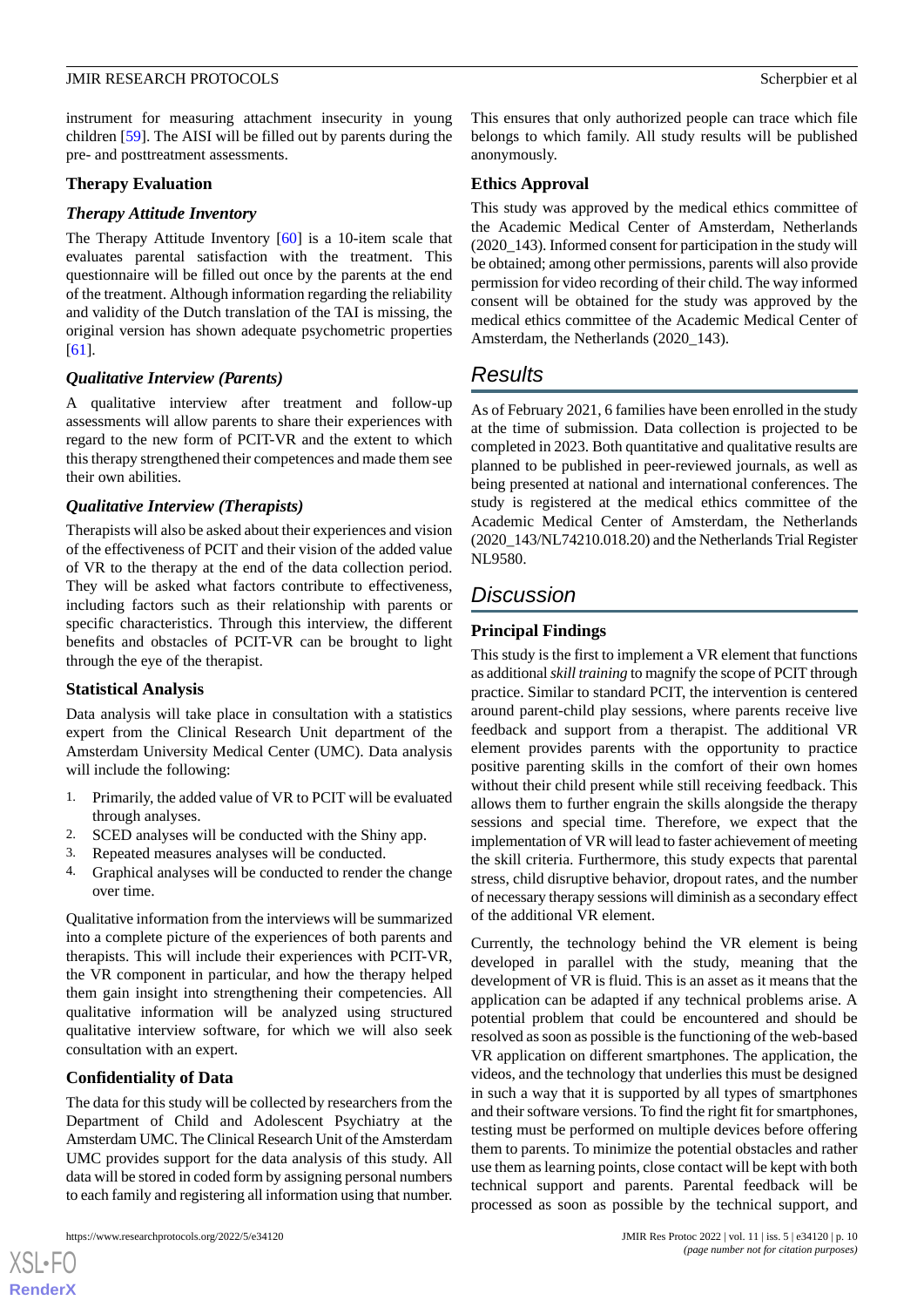instrument for measuring attachment insecurity in young children [59]. The AISI will be filled out by parents during the pre- and posttreatment assessments.

### Therapy Evaluation

#### *Therapy Attitude Inventory*

The Therapy Attitude Inventory [60] is a 10-item scale that evaluates parental satisfaction with the treatment. This questionnaire will be filled out once by the parents at the end of the treatment. Although information regarding the reliability and validity of the Dutch translation of the TAI is missing, the original version has shown adequate psychometric properties [61].

#### *Qualitative Interview (Parents)*

A qualitative interview after treatment and follow-up assessments will allow parents to share their experiences with regard to the new form of PCIT-VR and the extent to which this therapy strengthened their competences and made them see their own abilities.

#### *Qualitative Interview (Therapists)*

Therapists will also be asked about their experiences and vision of the effectiveness of PCIT and their vision of the added value of VR to the therapy at the end of the data collection period. They will be asked what factors contribute to effectiveness, including factors such as their relationship with parents or specific characteristics. Through this interview, the different benefits and obstacles of PCIT-VR can be brought to light through the eye of the therapist.

### Statistical Analysis

Data analysis will take place in consultation with a statistics expert from the Clinical Research Unit department of the Amsterdam University Medical Center (UMC). Data analysis will include the following:

1. Primarily, the added value of VR to PCIT will be evaluated through analyses.
2. SCED analyses will be conducted with the Shiny app.
3. Repeated measures analyses will be conducted.
4. Graphical analyses will be conducted to render the change over time.

Qualitative information from the interviews will be summarized into a complete picture of the experiences of both parents and therapists. This will include their experiences with PCIT-VR, the VR component in particular, and how the therapy helped them gain insight into strengthening their competencies. All qualitative information will be analyzed using structured qualitative interview software, for which we will also seek consultation with an expert.

### Confidentiality of Data

The data for this study will be collected by researchers from the Department of Child and Adolescent Psychiatry at the Amsterdam UMC. The Clinical Research Unit of the Amsterdam UMC provides support for the data analysis of this study. All data will be stored in coded form by assigning personal numbers to each family and registering all information using that number. This ensures that only authorized people can trace which file belongs to which family. All study results will be published anonymously.

### Ethics Approval

This study was approved by the medical ethics committee of the Academic Medical Center of Amsterdam, Netherlands (2020_143). Informed consent for participation in the study will be obtained; among other permissions, parents will also provide permission for video recording of their child. The way informed consent will be obtained for the study was approved by the medical ethics committee of the Academic Medical Center of Amsterdam, the Netherlands (2020_143).

## Results

As of February 2021, 6 families have been enrolled in the study at the time of submission. Data collection is projected to be completed in 2023. Both quantitative and qualitative results are planned to be published in peer-reviewed journals, as well as being presented at national and international conferences. The study is registered at the medical ethics committee of the Academic Medical Center of Amsterdam, the Netherlands (2020_143/NL74210.018.20) and the Netherlands Trial Register NL9580.

## Discussion

### Principal Findings

This study is the first to implement a VR element that functions as additional *skill training* to magnify the scope of PCIT through practice. Similar to standard PCIT, the intervention is centered around parent-child play sessions, where parents receive live feedback and support from a therapist. The additional VR element provides parents with the opportunity to practice positive parenting skills in the comfort of their own homes without their child present while still receiving feedback. This allows them to further engrain the skills alongside the therapy sessions and special time. Therefore, we expect that the implementation of VR will lead to faster achievement of meeting the skill criteria. Furthermore, this study expects that parental stress, child disruptive behavior, dropout rates, and the number of necessary therapy sessions will diminish as a secondary effect of the additional VR element.

Currently, the technology behind the VR element is being developed in parallel with the study, meaning that the development of VR is fluid. This is an asset as it means that the application can be adapted if any technical problems arise. A potential problem that could be encountered and should be resolved as soon as possible is the functioning of the web-based VR application on different smartphones. The application, the videos, and the technology that underlies this must be designed in such a way that it is supported by all types of smartphones and their software versions. To find the right fit for smartphones, testing must be performed on multiple devices before offering them to parents. To minimize the potential obstacles and rather use them as learning points, close contact will be kept with both technical support and parents. Parental feedback will be processed as soon as possible by the technical support, and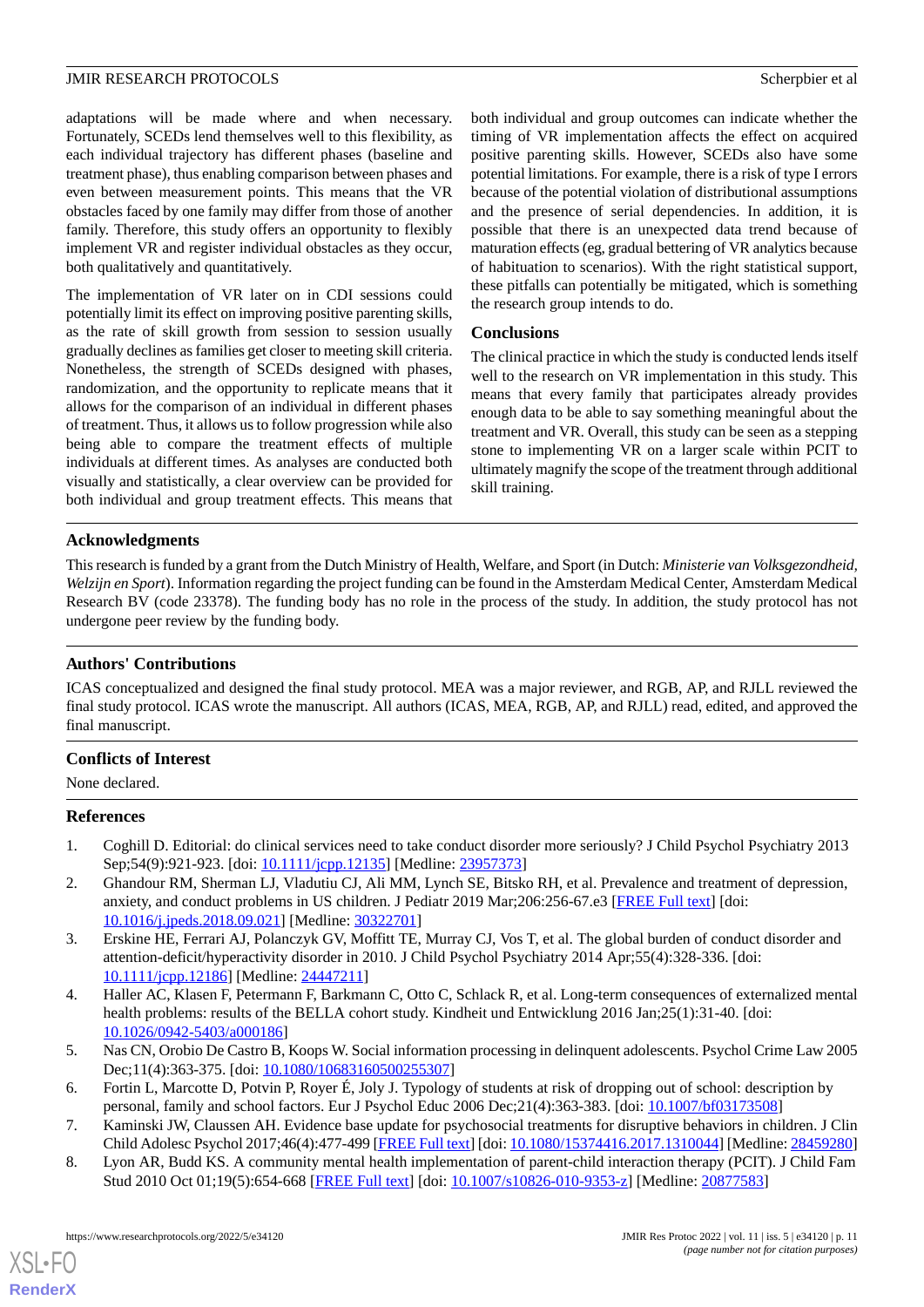adaptations will be made where and when necessary. Fortunately, SCEDs lend themselves well to this flexibility, as each individual trajectory has different phases (baseline and treatment phase), thus enabling comparison between phases and even between measurement points. This means that the VR obstacles faced by one family may differ from those of another family. Therefore, this study offers an opportunity to flexibly implement VR and register individual obstacles as they occur, both qualitatively and quantitatively.

The implementation of VR later on in CDI sessions could potentially limit its effect on improving positive parenting skills, as the rate of skill growth from session to session usually gradually declines as families get closer to meeting skill criteria. Nonetheless, the strength of SCEDs designed with phases, randomization, and the opportunity to replicate means that it allows for the comparison of an individual in different phases of treatment. Thus, it allows us to follow progression while also being able to compare the treatment effects of multiple individuals at different times. As analyses are conducted both visually and statistically, a clear overview can be provided for both individual and group treatment effects. This means that both individual and group outcomes can indicate whether the timing of VR implementation affects the effect on acquired positive parenting skills. However, SCEDs also have some potential limitations. For example, there is a risk of type I errors because of the potential violation of distributional assumptions and the presence of serial dependencies. In addition, it is possible that there is an unexpected data trend because of maturation effects (eg, gradual bettering of VR analytics because of habituation to scenarios). With the right statistical support, these pitfalls can potentially be mitigated, which is something the research group intends to do.

### Conclusions

The clinical practice in which the study is conducted lends itself well to the research on VR implementation in this study. This means that every family that participates already provides enough data to be able to say something meaningful about the treatment and VR. Overall, this study can be seen as a stepping stone to implementing VR on a larger scale within PCIT to ultimately magnify the scope of the treatment through additional skill training.

## Acknowledgments

This research is funded by a grant from the Dutch Ministry of Health, Welfare, and Sport (in Dutch: *Ministerie van Volksgezondheid, Welzijn en Sport*). Information regarding the project funding can be found in the Amsterdam Medical Center, Amsterdam Medical Research BV (code 23378). The funding body has no role in the process of the study. In addition, the study protocol has not undergone peer review by the funding body.

## Authors' Contributions

ICAS conceptualized and designed the final study protocol. MEA was a major reviewer, and RGB, AP, and RJLL reviewed the final study protocol. ICAS wrote the manuscript. All authors (ICAS, MEA, RGB, AP, and RJLL) read, edited, and approved the final manuscript.

## Conflicts of Interest

None declared.

## References

1. Coghill D. Editorial: do clinical services need to take conduct disorder more seriously? J Child Psychol Psychiatry 2013 Sep;54(9):921-923. [doi: 10.1111/jcpp.12135] [Medline: 23957373]
2. Ghandour RM, Sherman LJ, Vladutiu CJ, Ali MM, Lynch SE, Bitsko RH, et al. Prevalence and treatment of depression, anxiety, and conduct problems in US children. J Pediatr 2019 Mar;206:256-67.e3 [FREE Full text] [doi: 10.1016/j.jpeds.2018.09.021] [Medline: 30322701]
3. Erskine HE, Ferrari AJ, Polanczyk GV, Moffitt TE, Murray CJ, Vos T, et al. The global burden of conduct disorder and attention-deficit/hyperactivity disorder in 2010. J Child Psychol Psychiatry 2014 Apr;55(4):328-336. [doi: 10.1111/jcpp.12186] [Medline: 24447211]
4. Haller AC, Klasen F, Petermann F, Barkmann C, Otto C, Schlack R, et al. Long-term consequences of externalized mental health problems: results of the BELLA cohort study. Kindheit und Entwicklung 2016 Jan;25(1):31-40. [doi: 10.1026/0942-5403/a000186]
5. Nas CN, Orobio De Castro B, Koops W. Social information processing in delinquent adolescents. Psychol Crime Law 2005 Dec;11(4):363-375. [doi: 10.1080/10683160500255307]
6. Fortin L, Marcotte D, Potvin P, Royer É, Joly J. Typology of students at risk of dropping out of school: description by personal, family and school factors. Eur J Psychol Educ 2006 Dec;21(4):363-383. [doi: 10.1007/bf03173508]
7. Kaminski JW, Claussen AH. Evidence base update for psychosocial treatments for disruptive behaviors in children. J Clin Child Adolesc Psychol 2017;46(4):477-499 [FREE Full text] [doi: 10.1080/15374416.2017.1310044] [Medline: 28459280]
8. Lyon AR, Budd KS. A community mental health implementation of parent-child interaction therapy (PCIT). J Child Fam Stud 2010 Oct 01;19(5):654-668 [FREE Full text] [doi: 10.1007/s10826-010-9353-z] [Medline: 20877583]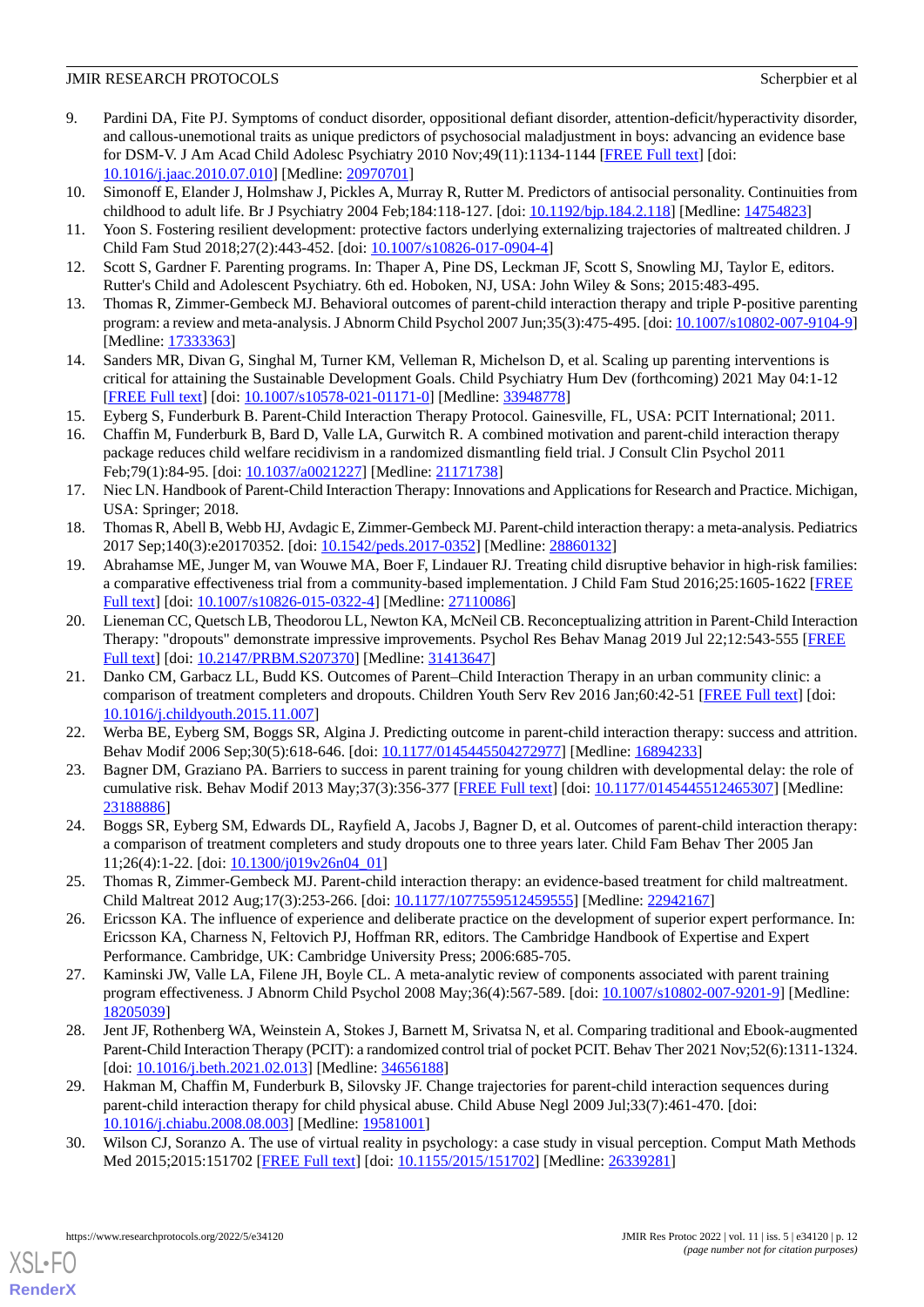9. Pardini DA, Fite PJ. Symptoms of conduct disorder, oppositional defiant disorder, attention-deficit/hyperactivity disorder, and callous-unemotional traits as unique predictors of psychosocial maladjustment in boys: advancing an evidence base for DSM-V. J Am Acad Child Adolesc Psychiatry 2010 Nov;49(11):1134-1144 [FREE Full text] [doi: 10.1016/j.jaac.2010.07.010] [Medline: 20970701]
10. Simonoff E, Elander J, Holmshaw J, Pickles A, Murray R, Rutter M. Predictors of antisocial personality. Continuities from childhood to adult life. Br J Psychiatry 2004 Feb;184:118-127. [doi: 10.1192/bjp.184.2.118] [Medline: 14754823]
11. Yoon S. Fostering resilient development: protective factors underlying externalizing trajectories of maltreated children. J Child Fam Stud 2018;27(2):443-452. [doi: 10.1007/s10826-017-0904-4]
12. Scott S, Gardner F. Parenting programs. In: Thaper A, Pine DS, Leckman JF, Scott S, Snowling MJ, Taylor E, editors. Rutter's Child and Adolescent Psychiatry. 6th ed. Hoboken, NJ, USA: John Wiley & Sons; 2015:483-495.
13. Thomas R, Zimmer-Gembeck MJ. Behavioral outcomes of parent-child interaction therapy and triple P-positive parenting program: a review and meta-analysis. J Abnorm Child Psychol 2007 Jun;35(3):475-495. [doi: 10.1007/s10802-007-9104-9] [Medline: 17333363]
14. Sanders MR, Divan G, Singhal M, Turner KM, Velleman R, Michelson D, et al. Scaling up parenting interventions is critical for attaining the Sustainable Development Goals. Child Psychiatry Hum Dev (forthcoming) 2021 May 04:1-12 [FREE Full text] [doi: 10.1007/s10578-021-01171-0] [Medline: 33948778]
15. Eyberg S, Funderburk B. Parent-Child Interaction Therapy Protocol. Gainesville, FL, USA: PCIT International; 2011.
16. Chaffin M, Funderburk B, Bard D, Valle LA, Gurwitch R. A combined motivation and parent-child interaction therapy package reduces child welfare recidivism in a randomized dismantling field trial. J Consult Clin Psychol 2011 Feb;79(1):84-95. [doi: 10.1037/a0021227] [Medline: 21171738]
17. Niec LN. Handbook of Parent-Child Interaction Therapy: Innovations and Applications for Research and Practice. Michigan, USA: Springer; 2018.
18. Thomas R, Abell B, Webb HJ, Avdagic E, Zimmer-Gembeck MJ. Parent-child interaction therapy: a meta-analysis. Pediatrics 2017 Sep;140(3):e20170352. [doi: 10.1542/peds.2017-0352] [Medline: 28860132]
19. Abrahamse ME, Junger M, van Wouwe MA, Boer F, Lindauer RJ. Treating child disruptive behavior in high-risk families: a comparative effectiveness trial from a community-based implementation. J Child Fam Stud 2016;25:1605-1622 [FREE Full text] [doi: 10.1007/s10826-015-0322-4] [Medline: 27110086]
20. Lieneman CC, Quetsch LB, Theodorou LL, Newton KA, McNeil CB. Reconceptualizing attrition in Parent-Child Interaction Therapy: "dropouts" demonstrate impressive improvements. Psychol Res Behav Manag 2019 Jul 22;12:543-555 [FREE Full text] [doi: 10.2147/PRBM.S207370] [Medline: 31413647]
21. Danko CM, Garbacz LL, Budd KS. Outcomes of Parent–Child Interaction Therapy in an urban community clinic: a comparison of treatment completers and dropouts. Children Youth Serv Rev 2016 Jan;60:42-51 [FREE Full text] [doi: 10.1016/j.childyouth.2015.11.007]
22. Werba BE, Eyberg SM, Boggs SR, Algina J. Predicting outcome in parent-child interaction therapy: success and attrition. Behav Modif 2006 Sep;30(5):618-646. [doi: 10.1177/0145445504272977] [Medline: 16894233]
23. Bagner DM, Graziano PA. Barriers to success in parent training for young children with developmental delay: the role of cumulative risk. Behav Modif 2013 May;37(3):356-377 [FREE Full text] [doi: 10.1177/0145445512465307] [Medline: 23188886]
24. Boggs SR, Eyberg SM, Edwards DL, Rayfield A, Jacobs J, Bagner D, et al. Outcomes of parent-child interaction therapy: a comparison of treatment completers and study dropouts one to three years later. Child Fam Behav Ther 2005 Jan 11;26(4):1-22. [doi: 10.1300/j019v26n04_01]
25. Thomas R, Zimmer-Gembeck MJ. Parent-child interaction therapy: an evidence-based treatment for child maltreatment. Child Maltreat 2012 Aug;17(3):253-266. [doi: 10.1177/1077559512459555] [Medline: 22942167]
26. Ericsson KA. The influence of experience and deliberate practice on the development of superior expert performance. In: Ericsson KA, Charness N, Feltovich PJ, Hoffman RR, editors. The Cambridge Handbook of Expertise and Expert Performance. Cambridge, UK: Cambridge University Press; 2006:685-705.
27. Kaminski JW, Valle LA, Filene JH, Boyle CL. A meta-analytic review of components associated with parent training program effectiveness. J Abnorm Child Psychol 2008 May;36(4):567-589. [doi: 10.1007/s10802-007-9201-9] [Medline: 18205039]
28. Jent JF, Rothenberg WA, Weinstein A, Stokes J, Barnett M, Srivatsa N, et al. Comparing traditional and Ebook-augmented Parent-Child Interaction Therapy (PCIT): a randomized control trial of pocket PCIT. Behav Ther 2021 Nov;52(6):1311-1324. [doi: 10.1016/j.beth.2021.02.013] [Medline: 34656188]
29. Hakman M, Chaffin M, Funderburk B, Silovsky JF. Change trajectories for parent-child interaction sequences during parent-child interaction therapy for child physical abuse. Child Abuse Negl 2009 Jul;33(7):461-470. [doi: 10.1016/j.chiabu.2008.08.003] [Medline: 19581001]
30. Wilson CJ, Soranzo A. The use of virtual reality in psychology: a case study in visual perception. Comput Math Methods Med 2015;2015:151702 [FREE Full text] [doi: 10.1155/2015/151702] [Medline: 26339281]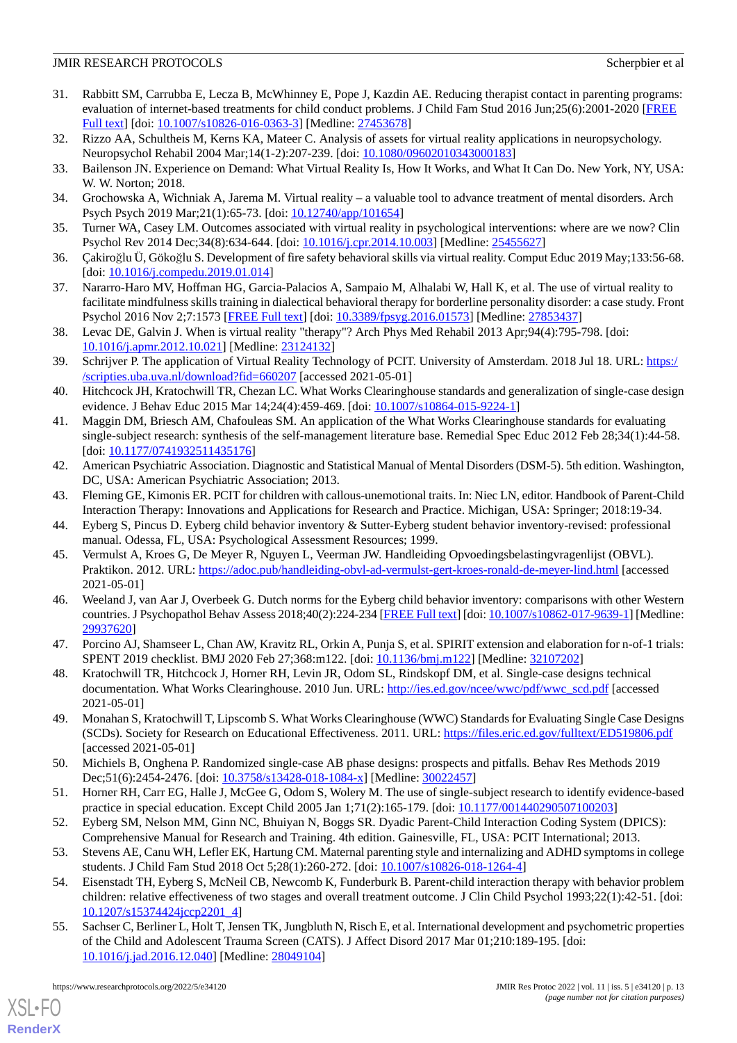31. Rabbitt SM, Carrubba E, Lecza B, McWhinney E, Pope J, Kazdin AE. Reducing therapist contact in parenting programs: evaluation of internet-based treatments for child conduct problems. J Child Fam Stud 2016 Jun;25(6):2001-2020 [FREE Full text] [doi: 10.1007/s10826-016-0363-3] [Medline: 27453678]
32. Rizzo AA, Schultheis M, Kerns KA, Mateer C. Analysis of assets for virtual reality applications in neuropsychology. Neuropsychol Rehabil 2004 Mar;14(1-2):207-239. [doi: 10.1080/09602010343000183]
33. Bailenson JN. Experience on Demand: What Virtual Reality Is, How It Works, and What It Can Do. New York, NY, USA: W. W. Norton; 2018.
34. Grochowska A, Wichniak A, Jarema M. Virtual reality – a valuable tool to advance treatment of mental disorders. Arch Psych Psych 2019 Mar;21(1):65-73. [doi: 10.12740/app/101654]
35. Turner WA, Casey LM. Outcomes associated with virtual reality in psychological interventions: where are we now? Clin Psychol Rev 2014 Dec;34(8):634-644. [doi: 10.1016/j.cpr.2014.10.003] [Medline: 25455627]
36. Çakiroğlu Ü, Gökoğlu S. Development of fire safety behavioral skills via virtual reality. Comput Educ 2019 May;133:56-68. [doi: 10.1016/j.compedu.2019.01.014]
37. Nararro-Haro MV, Hoffman HG, Garcia-Palacios A, Sampaio M, Alhalabi W, Hall K, et al. The use of virtual reality to facilitate mindfulness skills training in dialectical behavioral therapy for borderline personality disorder: a case study. Front Psychol 2016 Nov 2;7:1573 [FREE Full text] [doi: 10.3389/fpsyg.2016.01573] [Medline: 27853437]
38. Levac DE, Galvin J. When is virtual reality "therapy"? Arch Phys Med Rehabil 2013 Apr;94(4):795-798. [doi: 10.1016/j.apmr.2012.10.021] [Medline: 23124132]
39. Schrijver P. The application of Virtual Reality Technology of PCIT. University of Amsterdam. 2018 Jul 18. URL: https://scripties.uba.uva.nl/download?fid=660207 [accessed 2021-05-01]
40. Hitchcock JH, Kratochwill TR, Chezan LC. What Works Clearinghouse standards and generalization of single-case design evidence. J Behav Educ 2015 Mar 14;24(4):459-469. [doi: 10.1007/s10864-015-9224-1]
41. Maggin DM, Briesch AM, Chafouleas SM. An application of the What Works Clearinghouse standards for evaluating single-subject research: synthesis of the self-management literature base. Remedial Spec Educ 2012 Feb 28;34(1):44-58. [doi: 10.1177/0741932511435176]
42. American Psychiatric Association. Diagnostic and Statistical Manual of Mental Disorders (DSM-5). 5th edition. Washington, DC, USA: American Psychiatric Association; 2013.
43. Fleming GE, Kimonis ER. PCIT for children with callous-unemotional traits. In: Niec LN, editor. Handbook of Parent-Child Interaction Therapy: Innovations and Applications for Research and Practice. Michigan, USA: Springer; 2018:19-34.
44. Eyberg S, Pincus D. Eyberg child behavior inventory & Sutter-Eyberg student behavior inventory-revised: professional manual. Odessa, FL, USA: Psychological Assessment Resources; 1999.
45. Vermulst A, Kroes G, De Meyer R, Nguyen L, Veerman JW. Handleiding Opvoedingsbelastingvragenlijst (OBVL). Praktikon. 2012. URL: https://adoc.pub/handleiding-obvl-ad-vermulst-gert-kroes-ronald-de-meyer-lind.html [accessed 2021-05-01]
46. Weeland J, van Aar J, Overbeek G. Dutch norms for the Eyberg child behavior inventory: comparisons with other Western countries. J Psychopathol Behav Assess 2018;40(2):224-234 [FREE Full text] [doi: 10.1007/s10862-017-9639-1] [Medline: 29937620]
47. Porcino AJ, Shamseer L, Chan AW, Kravitz RL, Orkin A, Punja S, et al. SPIRIT extension and elaboration for n-of-1 trials: SPENT 2019 checklist. BMJ 2020 Feb 27;368:m122. [doi: 10.1136/bmj.m122] [Medline: 32107202]
48. Kratochwill TR, Hitchcock J, Horner RH, Levin JR, Odom SL, Rindskopf DM, et al. Single-case designs technical documentation. What Works Clearinghouse. 2010 Jun. URL: http://ies.ed.gov/ncee/wwc/pdf/wwc_scd.pdf [accessed 2021-05-01]
49. Monahan S, Kratochwill T, Lipscomb S. What Works Clearinghouse (WWC) Standards for Evaluating Single Case Designs (SCDs). Society for Research on Educational Effectiveness. 2011. URL: https://files.eric.ed.gov/fulltext/ED519806.pdf [accessed 2021-05-01]
50. Michiels B, Onghena P. Randomized single-case AB phase designs: prospects and pitfalls. Behav Res Methods 2019 Dec;51(6):2454-2476. [doi: 10.3758/s13428-018-1084-x] [Medline: 30022457]
51. Horner RH, Carr EG, Halle J, McGee G, Odom S, Wolery M. The use of single-subject research to identify evidence-based practice in special education. Except Child 2005 Jan 1;71(2):165-179. [doi: 10.1177/001440290507100203]
52. Eyberg SM, Nelson MM, Ginn NC, Bhuiyan N, Boggs SR. Dyadic Parent-Child Interaction Coding System (DPICS): Comprehensive Manual for Research and Training. 4th edition. Gainesville, FL, USA: PCIT International; 2013.
53. Stevens AE, Canu WH, Lefler EK, Hartung CM. Maternal parenting style and internalizing and ADHD symptoms in college students. J Child Fam Stud 2018 Oct 5;28(1):260-272. [doi: 10.1007/s10826-018-1264-4]
54. Eisenstadt TH, Eyberg S, McNeil CB, Newcomb K, Funderburk B. Parent-child interaction therapy with behavior problem children: relative effectiveness of two stages and overall treatment outcome. J Clin Child Psychol 1993;22(1):42-51. [doi: 10.1207/s15374424jccp2201_4]
55. Sachser C, Berliner L, Holt T, Jensen TK, Jungbluth N, Risch E, et al. International development and psychometric properties of the Child and Adolescent Trauma Screen (CATS). J Affect Disord 2017 Mar 01;210:189-195. [doi: 10.1016/j.jad.2016.12.040] [Medline: 28049104]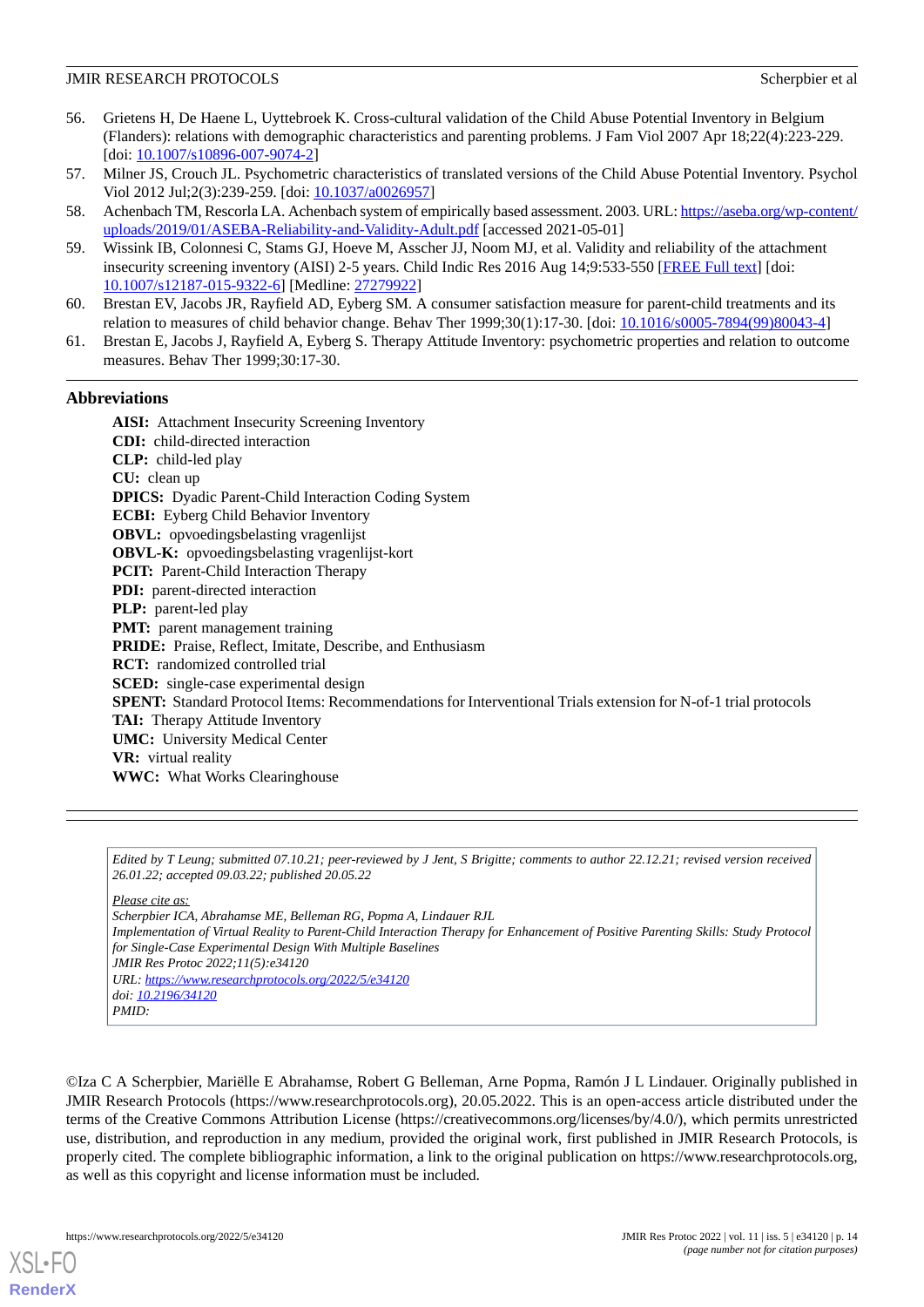56. Grietens H, De Haene L, Uyttebroek K. Cross-cultural validation of the Child Abuse Potential Inventory in Belgium (Flanders): relations with demographic characteristics and parenting problems. J Fam Viol 2007 Apr 18;22(4):223-229. [doi: 10.1007/s10896-007-9074-2]
57. Milner JS, Crouch JL. Psychometric characteristics of translated versions of the Child Abuse Potential Inventory. Psychol Viol 2012 Jul;2(3):239-259. [doi: 10.1037/a0026957]
58. Achenbach TM, Rescorla LA. Achenbach system of empirically based assessment. 2003. URL: https://aseba.org/wp-content/uploads/2019/01/ASEBA-Reliability-and-Validity-Adult.pdf [accessed 2021-05-01]
59. Wissink IB, Colonnesi C, Stams GJ, Hoeve M, Asscher JJ, Noom MJ, et al. Validity and reliability of the attachment insecurity screening inventory (AISI) 2-5 years. Child Indic Res 2016 Aug 14;9:533-550 [FREE Full text] [doi: 10.1007/s12187-015-9322-6] [Medline: 27279922]
60. Brestan EV, Jacobs JR, Rayfield AD, Eyberg SM. A consumer satisfaction measure for parent-child treatments and its relation to measures of child behavior change. Behav Ther 1999;30(1):17-30. [doi: 10.1016/s0005-7894(99)80043-4]
61. Brestan E, Jacobs J, Rayfield A, Eyberg S. Therapy Attitude Inventory: psychometric properties and relation to outcome measures. Behav Ther 1999;30:17-30.

## Abbreviations

**AISI:** Attachment Insecurity Screening Inventory
**CDI:** child-directed interaction
**CLP:** child-led play
**CU:** clean up
**DPICS:** Dyadic Parent-Child Interaction Coding System
**ECBI:** Eyberg Child Behavior Inventory
**OBVL:** opvoedingsbelasting vragenlijst
**OBVL-K:** opvoedingsbelasting vragenlijst-kort
**PCIT:** Parent-Child Interaction Therapy
**PDI:** parent-directed interaction
**PLP:** parent-led play
**PMT:** parent management training
**PRIDE:** Praise, Reflect, Imitate, Describe, and Enthusiasm
**RCT:** randomized controlled trial
**SCED:** single-case experimental design
**SPENT:** Standard Protocol Items: Recommendations for Interventional Trials extension for N-of-1 trial protocols
**TAI:** Therapy Attitude Inventory
**UMC:** University Medical Center
**VR:** virtual reality
**WWC:** What Works Clearinghouse

---

*Edited by T Leung; submitted 07.10.21; peer-reviewed by J Jent, S Brigitte; comments to author 22.12.21; revised version received 26.01.22; accepted 09.03.22; published 20.05.22*

*Please cite as:*
*Scherpbier ICA, Abrahamse ME, Belleman RG, Popma A, Lindauer RJL*
*Implementation of Virtual Reality to Parent-Child Interaction Therapy for Enhancement of Positive Parenting Skills: Study Protocol for Single-Case Experimental Design With Multiple Baselines*
*JMIR Res Protoc 2022;11(5):e34120*
*URL: https://www.researchprotocols.org/2022/5/e34120*
*doi: 10.2196/34120*
*PMID:*

©Iza C A Scherpbier, Mariëlle E Abrahamse, Robert G Belleman, Arne Popma, Ramón J L Lindauer. Originally published in JMIR Research Protocols (https://www.researchprotocols.org), 20.05.2022. This is an open-access article distributed under the terms of the Creative Commons Attribution License (https://creativecommons.org/licenses/by/4.0/), which permits unrestricted use, distribution, and reproduction in any medium, provided the original work, first published in JMIR Research Protocols, is properly cited. The complete bibliographic information, a link to the original publication on https://www.researchprotocols.org, as well as this copyright and license information must be included.